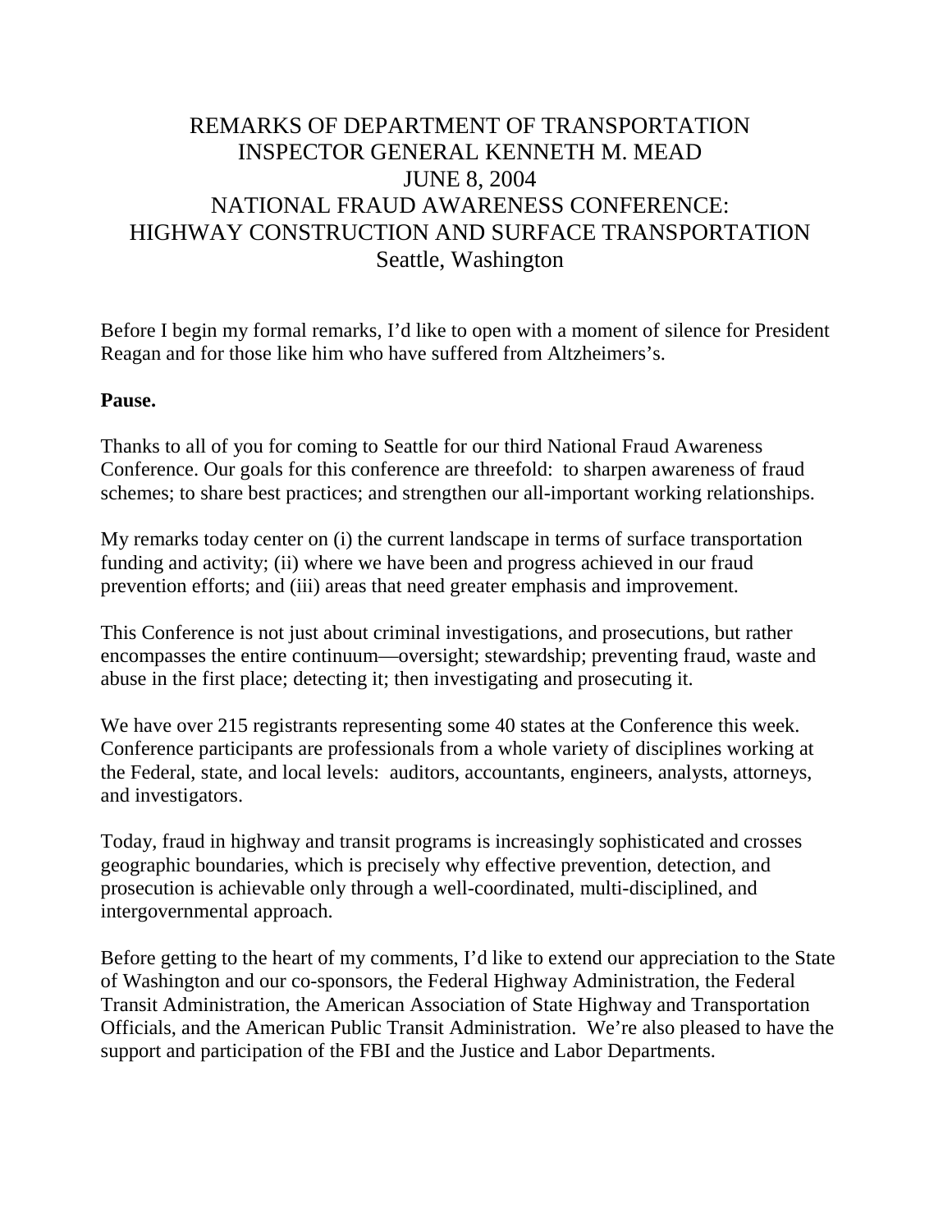# REMARKS OF DEPARTMENT OF TRANSPORTATION INSPECTOR GENERAL KENNETH M. MEAD
## JUNE 8, 2004
## NATIONAL FRAUD AWARENESS CONFERENCE: HIGHWAY CONSTRUCTION AND SURFACE TRANSPORTATION
### Seattle, Washington

Before I begin my formal remarks, I'd like to open with a moment of silence for President Reagan and for those like him who have suffered from Altzheimers's.

**Pause.**

Thanks to all of you for coming to Seattle for our third National Fraud Awareness Conference. Our goals for this conference are threefold: to sharpen awareness of fraud schemes; to share best practices; and strengthen our all-important working relationships.

My remarks today center on (i) the current landscape in terms of surface transportation funding and activity; (ii) where we have been and progress achieved in our fraud prevention efforts; and (iii) areas that need greater emphasis and improvement.

This Conference is not just about criminal investigations, and prosecutions, but rather encompasses the entire continuum—oversight; stewardship; preventing fraud, waste and abuse in the first place; detecting it; then investigating and prosecuting it.

We have over 215 registrants representing some 40 states at the Conference this week. Conference participants are professionals from a whole variety of disciplines working at the Federal, state, and local levels: auditors, accountants, engineers, analysts, attorneys, and investigators.

Today, fraud in highway and transit programs is increasingly sophisticated and crosses geographic boundaries, which is precisely why effective prevention, detection, and prosecution is achievable only through a well-coordinated, multi-disciplined, and intergovernmental approach.

Before getting to the heart of my comments, I'd like to extend our appreciation to the State of Washington and our co-sponsors, the Federal Highway Administration, the Federal Transit Administration, the American Association of State Highway and Transportation Officials, and the American Public Transit Administration. We're also pleased to have the support and participation of the FBI and the Justice and Labor Departments.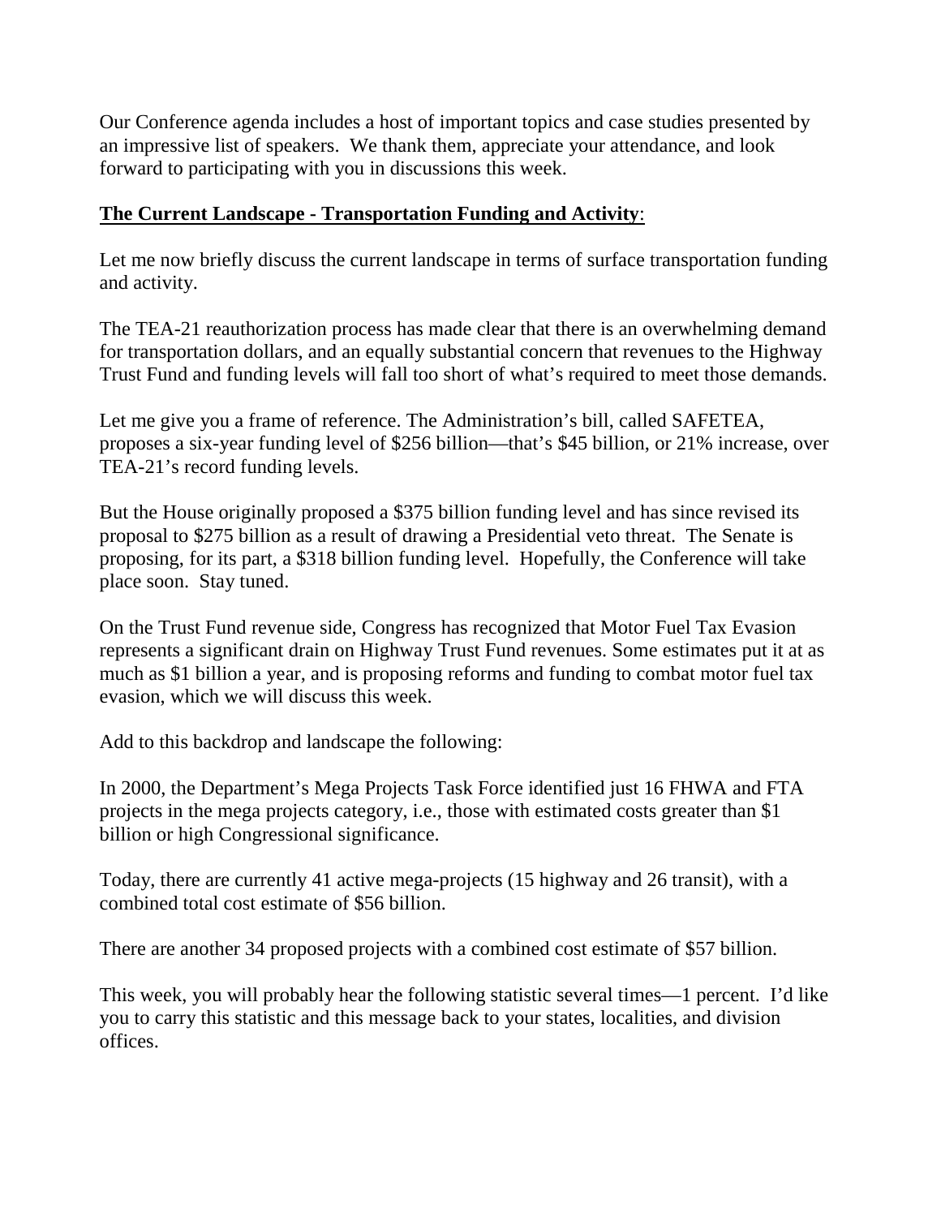Our Conference agenda includes a host of important topics and case studies presented by an impressive list of speakers. We thank them, appreciate your attendance, and look forward to participating with you in discussions this week.

**<u>The Current Landscape - Transportation Funding and Activity</u>**:

Let me now briefly discuss the current landscape in terms of surface transportation funding and activity.

The TEA-21 reauthorization process has made clear that there is an overwhelming demand for transportation dollars, and an equally substantial concern that revenues to the Highway Trust Fund and funding levels will fall too short of what's required to meet those demands.

Let me give you a frame of reference. The Administration's bill, called SAFETEA, proposes a six-year funding level of $256 billion—that's $45 billion, or 21% increase, over TEA-21's record funding levels.

But the House originally proposed a $375 billion funding level and has since revised its proposal to $275 billion as a result of drawing a Presidential veto threat. The Senate is proposing, for its part, a $318 billion funding level. Hopefully, the Conference will take place soon. Stay tuned.

On the Trust Fund revenue side, Congress has recognized that Motor Fuel Tax Evasion represents a significant drain on Highway Trust Fund revenues. Some estimates put it at as much as $1 billion a year, and is proposing reforms and funding to combat motor fuel tax evasion, which we will discuss this week.

Add to this backdrop and landscape the following:

In 2000, the Department's Mega Projects Task Force identified just 16 FHWA and FTA projects in the mega projects category, i.e., those with estimated costs greater than $1 billion or high Congressional significance.

Today, there are currently 41 active mega-projects (15 highway and 26 transit), with a combined total cost estimate of $56 billion.

There are another 34 proposed projects with a combined cost estimate of $57 billion.

This week, you will probably hear the following statistic several times—1 percent. I'd like you to carry this statistic and this message back to your states, localities, and division offices.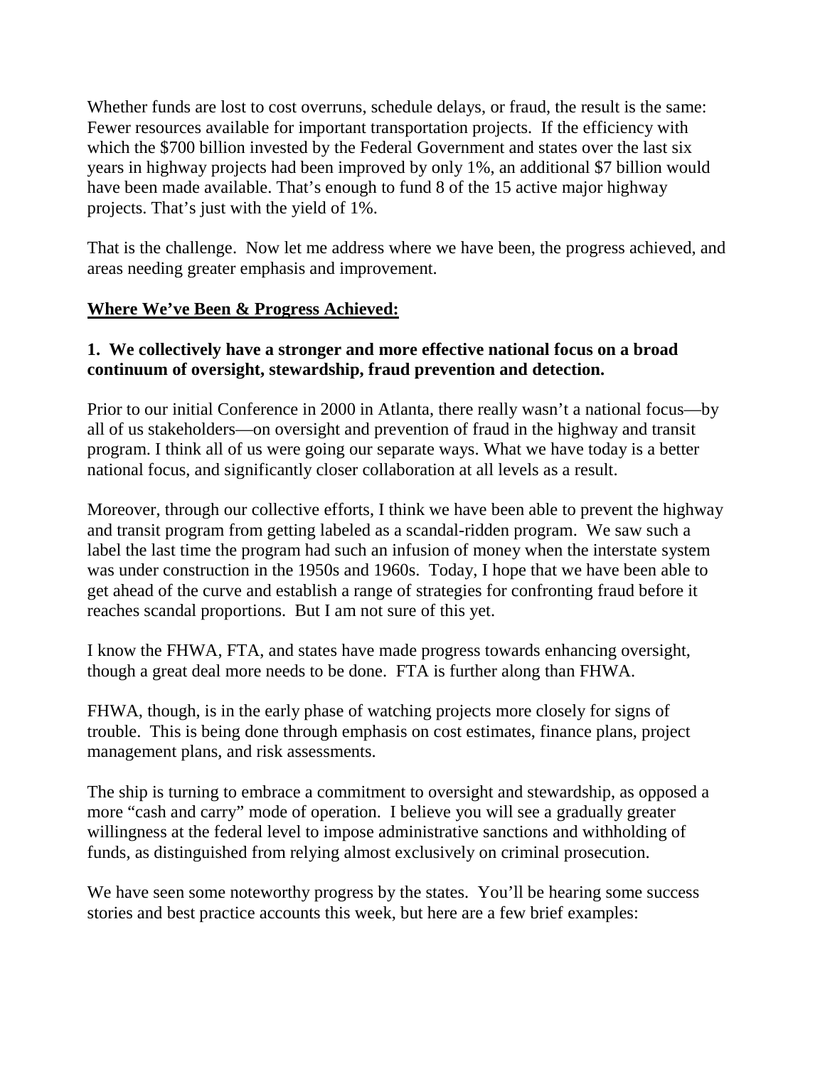Whether funds are lost to cost overruns, schedule delays, or fraud, the result is the same: Fewer resources available for important transportation projects. If the efficiency with which the $700 billion invested by the Federal Government and states over the last six years in highway projects had been improved by only 1%, an additional $7 billion would have been made available. That's enough to fund 8 of the 15 active major highway projects. That's just with the yield of 1%.

That is the challenge. Now let me address where we have been, the progress achieved, and areas needing greater emphasis and improvement.

**<u>Where We've Been & Progress Achieved:</u>**

**1. We collectively have a stronger and more effective national focus on a broad continuum of oversight, stewardship, fraud prevention and detection.**

Prior to our initial Conference in 2000 in Atlanta, there really wasn't a national focus—by all of us stakeholders—on oversight and prevention of fraud in the highway and transit program. I think all of us were going our separate ways. What we have today is a better national focus, and significantly closer collaboration at all levels as a result.

Moreover, through our collective efforts, I think we have been able to prevent the highway and transit program from getting labeled as a scandal-ridden program. We saw such a label the last time the program had such an infusion of money when the interstate system was under construction in the 1950s and 1960s. Today, I hope that we have been able to get ahead of the curve and establish a range of strategies for confronting fraud before it reaches scandal proportions. But I am not sure of this yet.

I know the FHWA, FTA, and states have made progress towards enhancing oversight, though a great deal more needs to be done. FTA is further along than FHWA.

FHWA, though, is in the early phase of watching projects more closely for signs of trouble. This is being done through emphasis on cost estimates, finance plans, project management plans, and risk assessments.

The ship is turning to embrace a commitment to oversight and stewardship, as opposed a more "cash and carry" mode of operation. I believe you will see a gradually greater willingness at the federal level to impose administrative sanctions and withholding of funds, as distinguished from relying almost exclusively on criminal prosecution.

We have seen some noteworthy progress by the states. You'll be hearing some success stories and best practice accounts this week, but here are a few brief examples: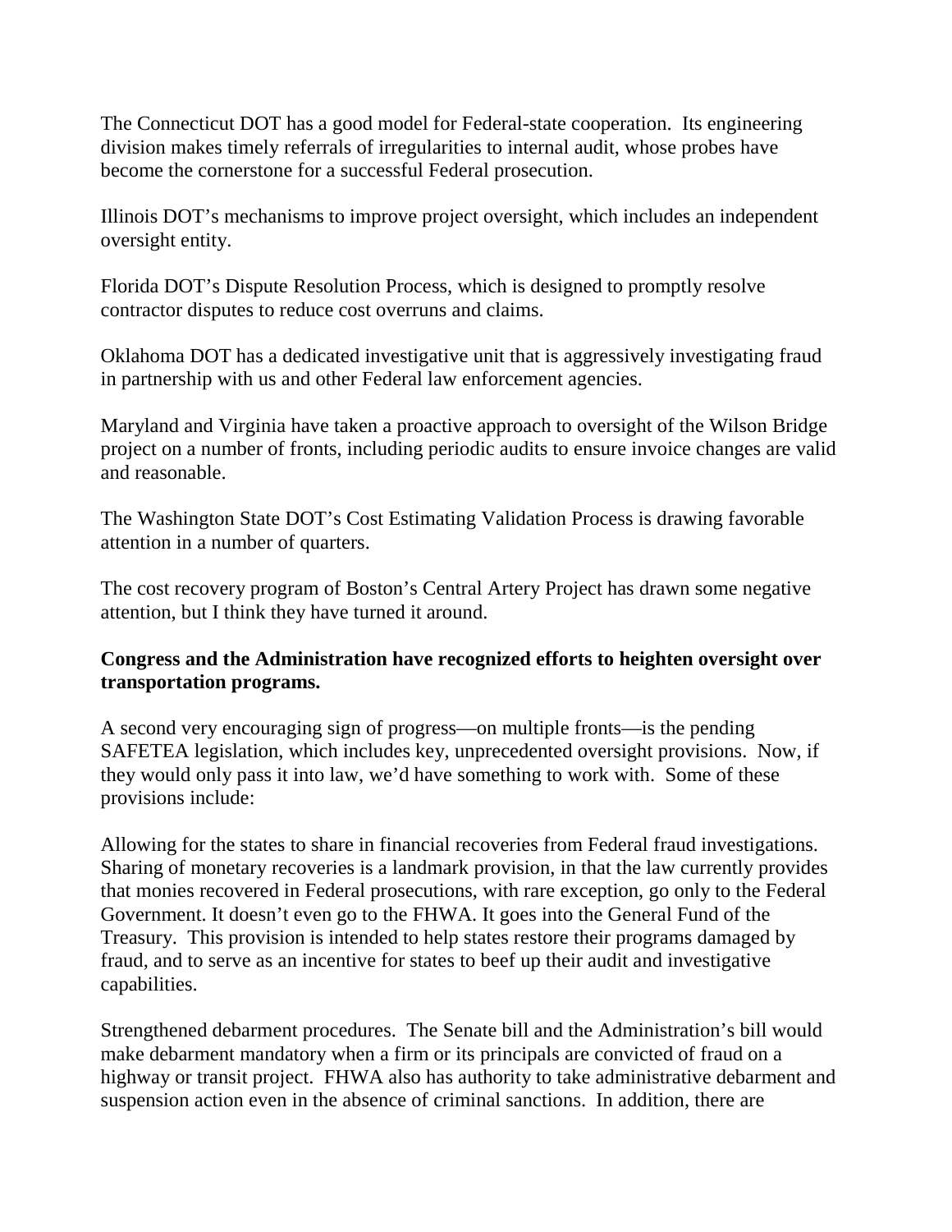The Connecticut DOT has a good model for Federal-state cooperation. Its engineering division makes timely referrals of irregularities to internal audit, whose probes have become the cornerstone for a successful Federal prosecution.

Illinois DOT's mechanisms to improve project oversight, which includes an independent oversight entity.

Florida DOT's Dispute Resolution Process, which is designed to promptly resolve contractor disputes to reduce cost overruns and claims.

Oklahoma DOT has a dedicated investigative unit that is aggressively investigating fraud in partnership with us and other Federal law enforcement agencies.

Maryland and Virginia have taken a proactive approach to oversight of the Wilson Bridge project on a number of fronts, including periodic audits to ensure invoice changes are valid and reasonable.

The Washington State DOT's Cost Estimating Validation Process is drawing favorable attention in a number of quarters.

The cost recovery program of Boston's Central Artery Project has drawn some negative attention, but I think they have turned it around.

**Congress and the Administration have recognized efforts to heighten oversight over transportation programs.**

A second very encouraging sign of progress—on multiple fronts—is the pending SAFETEA legislation, which includes key, unprecedented oversight provisions. Now, if they would only pass it into law, we'd have something to work with. Some of these provisions include:

Allowing for the states to share in financial recoveries from Federal fraud investigations. Sharing of monetary recoveries is a landmark provision, in that the law currently provides that monies recovered in Federal prosecutions, with rare exception, go only to the Federal Government. It doesn't even go to the FHWA. It goes into the General Fund of the Treasury. This provision is intended to help states restore their programs damaged by fraud, and to serve as an incentive for states to beef up their audit and investigative capabilities.

Strengthened debarment procedures. The Senate bill and the Administration's bill would make debarment mandatory when a firm or its principals are convicted of fraud on a highway or transit project. FHWA also has authority to take administrative debarment and suspension action even in the absence of criminal sanctions. In addition, there are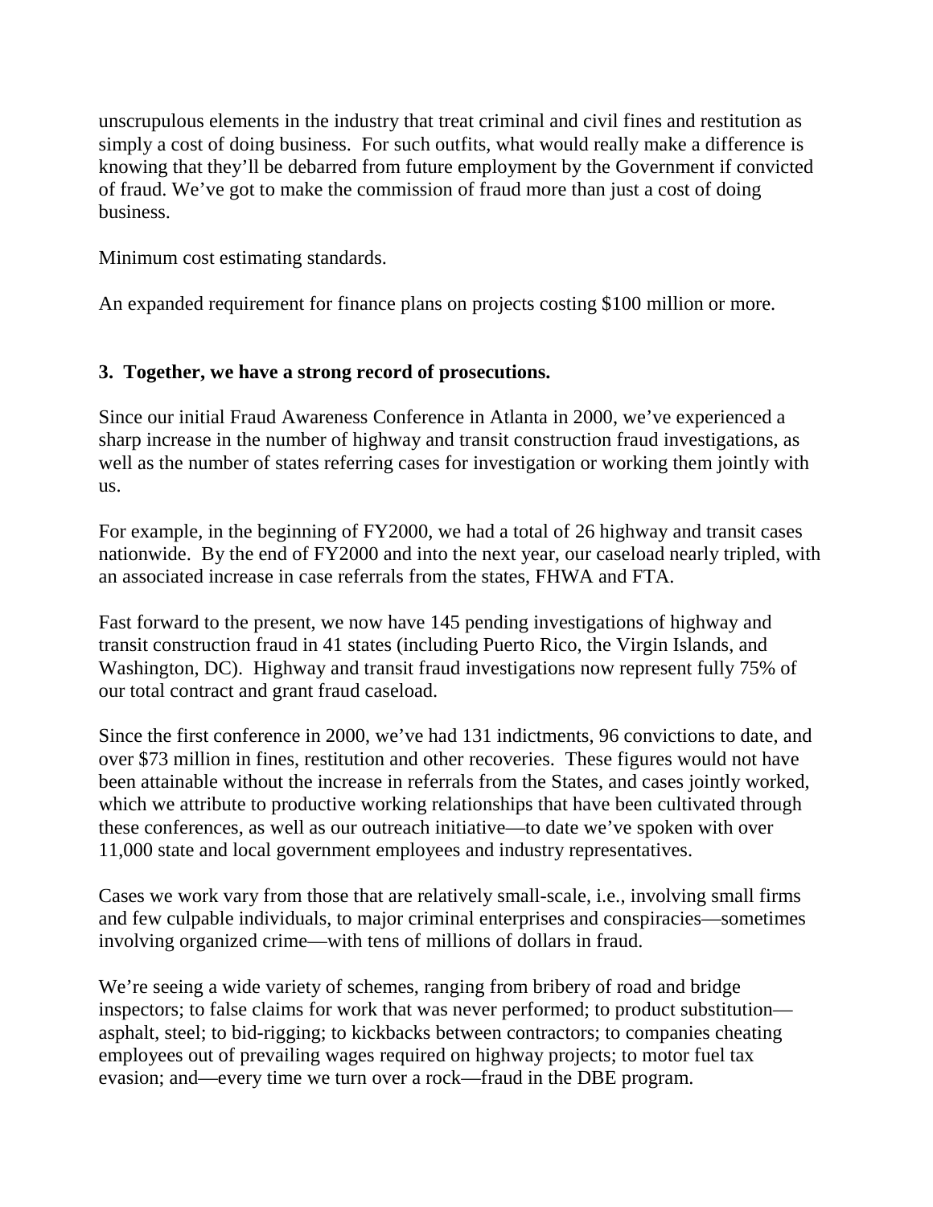unscrupulous elements in the industry that treat criminal and civil fines and restitution as simply a cost of doing business. For such outfits, what would really make a difference is knowing that they'll be debarred from future employment by the Government if convicted of fraud. We've got to make the commission of fraud more than just a cost of doing business.

Minimum cost estimating standards.

An expanded requirement for finance plans on projects costing $100 million or more.

**3. Together, we have a strong record of prosecutions.**

Since our initial Fraud Awareness Conference in Atlanta in 2000, we've experienced a sharp increase in the number of highway and transit construction fraud investigations, as well as the number of states referring cases for investigation or working them jointly with us.

For example, in the beginning of FY2000, we had a total of 26 highway and transit cases nationwide. By the end of FY2000 and into the next year, our caseload nearly tripled, with an associated increase in case referrals from the states, FHWA and FTA.

Fast forward to the present, we now have 145 pending investigations of highway and transit construction fraud in 41 states (including Puerto Rico, the Virgin Islands, and Washington, DC). Highway and transit fraud investigations now represent fully 75% of our total contract and grant fraud caseload.

Since the first conference in 2000, we've had 131 indictments, 96 convictions to date, and over $73 million in fines, restitution and other recoveries. These figures would not have been attainable without the increase in referrals from the States, and cases jointly worked, which we attribute to productive working relationships that have been cultivated through these conferences, as well as our outreach initiative—to date we've spoken with over 11,000 state and local government employees and industry representatives.

Cases we work vary from those that are relatively small-scale, i.e., involving small firms and few culpable individuals, to major criminal enterprises and conspiracies—sometimes involving organized crime—with tens of millions of dollars in fraud.

We're seeing a wide variety of schemes, ranging from bribery of road and bridge inspectors; to false claims for work that was never performed; to product substitution—asphalt, steel; to bid-rigging; to kickbacks between contractors; to companies cheating employees out of prevailing wages required on highway projects; to motor fuel tax evasion; and—every time we turn over a rock—fraud in the DBE program.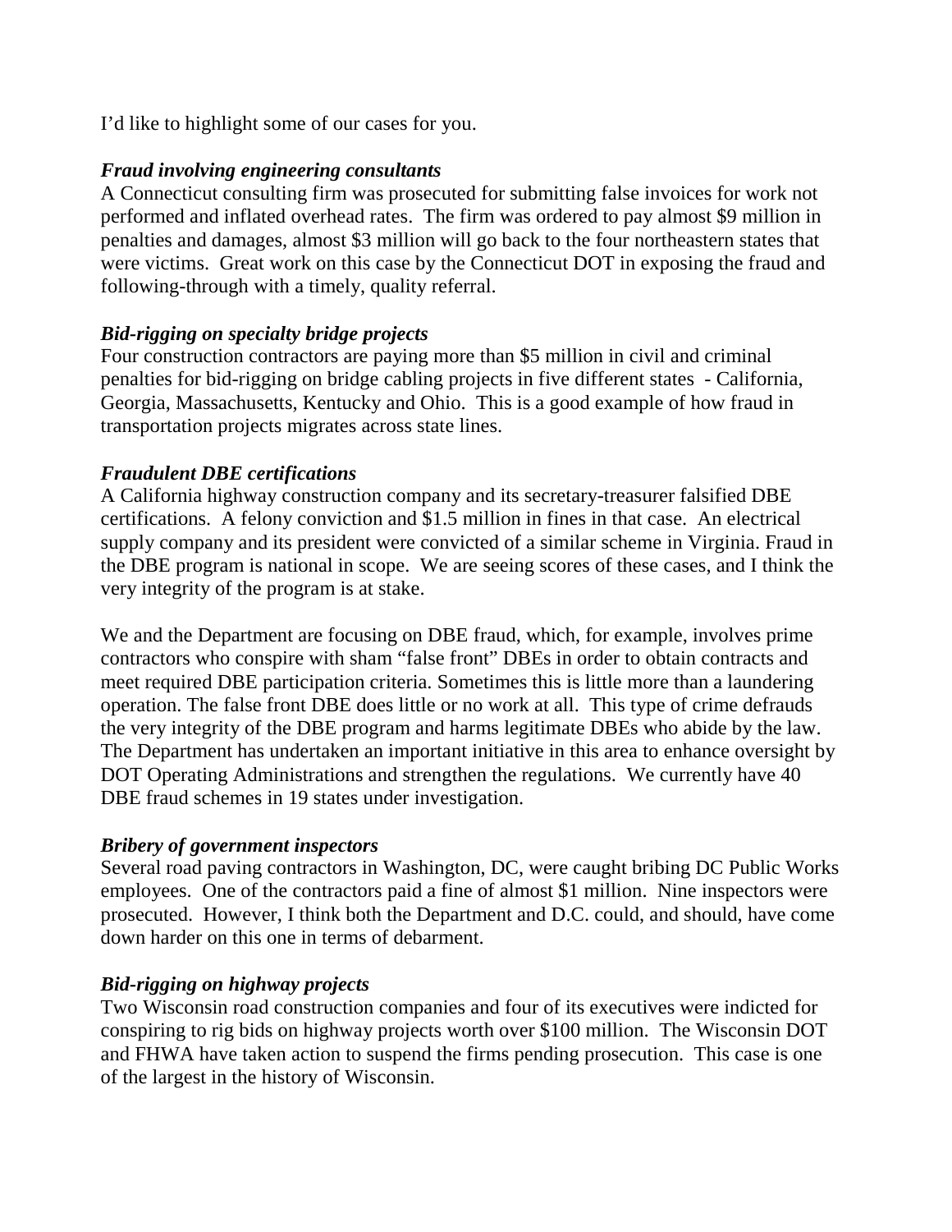I'd like to highlight some of our cases for you.

***Fraud involving engineering consultants***

A Connecticut consulting firm was prosecuted for submitting false invoices for work not performed and inflated overhead rates. The firm was ordered to pay almost $9 million in penalties and damages, almost $3 million will go back to the four northeastern states that were victims. Great work on this case by the Connecticut DOT in exposing the fraud and following-through with a timely, quality referral.

***Bid-rigging on specialty bridge projects***

Four construction contractors are paying more than $5 million in civil and criminal penalties for bid-rigging on bridge cabling projects in five different states - California, Georgia, Massachusetts, Kentucky and Ohio. This is a good example of how fraud in transportation projects migrates across state lines.

***Fraudulent DBE certifications***

A California highway construction company and its secretary-treasurer falsified DBE certifications. A felony conviction and $1.5 million in fines in that case. An electrical supply company and its president were convicted of a similar scheme in Virginia. Fraud in the DBE program is national in scope. We are seeing scores of these cases, and I think the very integrity of the program is at stake.

We and the Department are focusing on DBE fraud, which, for example, involves prime contractors who conspire with sham "false front" DBEs in order to obtain contracts and meet required DBE participation criteria. Sometimes this is little more than a laundering operation. The false front DBE does little or no work at all. This type of crime defrauds the very integrity of the DBE program and harms legitimate DBEs who abide by the law. The Department has undertaken an important initiative in this area to enhance oversight by DOT Operating Administrations and strengthen the regulations. We currently have 40 DBE fraud schemes in 19 states under investigation.

***Bribery of government inspectors***

Several road paving contractors in Washington, DC, were caught bribing DC Public Works employees. One of the contractors paid a fine of almost $1 million. Nine inspectors were prosecuted. However, I think both the Department and D.C. could, and should, have come down harder on this one in terms of debarment.

***Bid-rigging on highway projects***

Two Wisconsin road construction companies and four of its executives were indicted for conspiring to rig bids on highway projects worth over $100 million. The Wisconsin DOT and FHWA have taken action to suspend the firms pending prosecution. This case is one of the largest in the history of Wisconsin.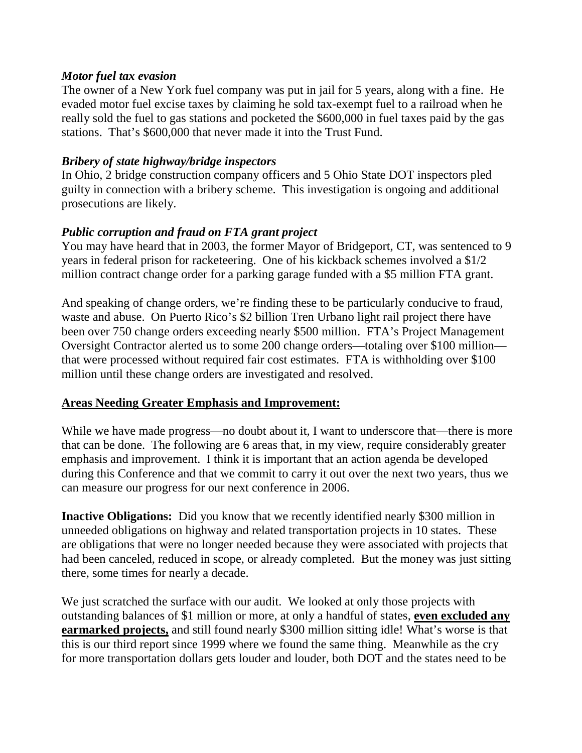***Motor fuel tax evasion***

The owner of a New York fuel company was put in jail for 5 years, along with a fine. He evaded motor fuel excise taxes by claiming he sold tax-exempt fuel to a railroad when he really sold the fuel to gas stations and pocketed the $600,000 in fuel taxes paid by the gas stations. That's $600,000 that never made it into the Trust Fund.

***Bribery of state highway/bridge inspectors***

In Ohio, 2 bridge construction company officers and 5 Ohio State DOT inspectors pled guilty in connection with a bribery scheme. This investigation is ongoing and additional prosecutions are likely.

***Public corruption and fraud on FTA grant project***

You may have heard that in 2003, the former Mayor of Bridgeport, CT, was sentenced to 9 years in federal prison for racketeering. One of his kickback schemes involved a $1/2 million contract change order for a parking garage funded with a $5 million FTA grant.

And speaking of change orders, we're finding these to be particularly conducive to fraud, waste and abuse. On Puerto Rico's $2 billion Tren Urbano light rail project there have been over 750 change orders exceeding nearly $500 million. FTA's Project Management Oversight Contractor alerted us to some 200 change orders—totaling over $100 million—that were processed without required fair cost estimates. FTA is withholding over $100 million until these change orders are investigated and resolved.

**<u>Areas Needing Greater Emphasis and Improvement:</u>**

While we have made progress—no doubt about it, I want to underscore that—there is more that can be done. The following are 6 areas that, in my view, require considerably greater emphasis and improvement. I think it is important that an action agenda be developed during this Conference and that we commit to carry it out over the next two years, thus we can measure our progress for our next conference in 2006.

**Inactive Obligations:** Did you know that we recently identified nearly $300 million in unneeded obligations on highway and related transportation projects in 10 states. These are obligations that were no longer needed because they were associated with projects that had been canceled, reduced in scope, or already completed. But the money was just sitting there, some times for nearly a decade.

We just scratched the surface with our audit. We looked at only those projects with outstanding balances of $1 million or more, at only a handful of states, **<u>even excluded any earmarked projects,</u>** and still found nearly $300 million sitting idle! What's worse is that this is our third report since 1999 where we found the same thing. Meanwhile as the cry for more transportation dollars gets louder and louder, both DOT and the states need to be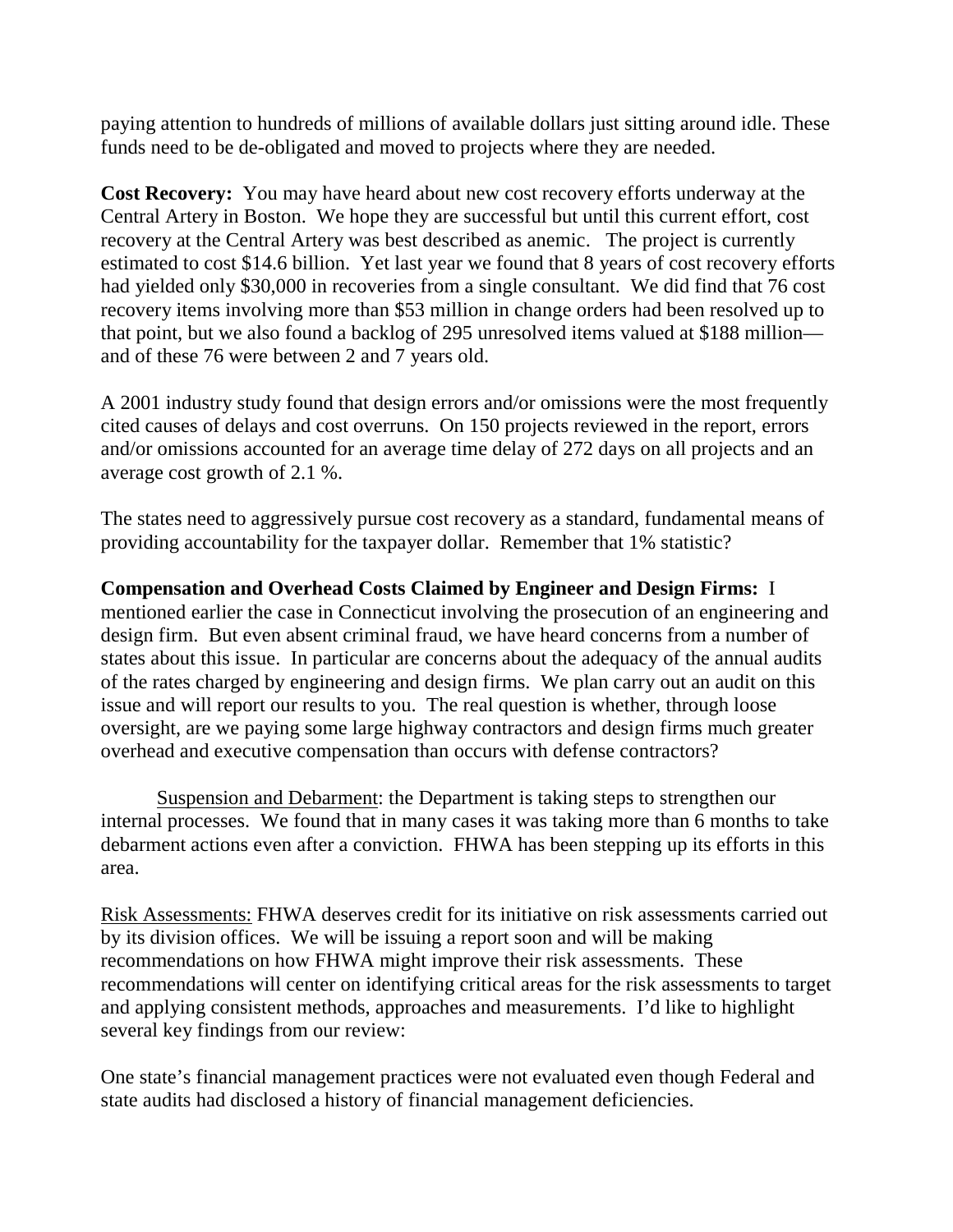paying attention to hundreds of millions of available dollars just sitting around idle. These funds need to be de-obligated and moved to projects where they are needed.

**Cost Recovery:** You may have heard about new cost recovery efforts underway at the Central Artery in Boston. We hope they are successful but until this current effort, cost recovery at the Central Artery was best described as anemic. The project is currently estimated to cost $14.6 billion. Yet last year we found that 8 years of cost recovery efforts had yielded only $30,000 in recoveries from a single consultant. We did find that 76 cost recovery items involving more than $53 million in change orders had been resolved up to that point, but we also found a backlog of 295 unresolved items valued at $188 million—and of these 76 were between 2 and 7 years old.

A 2001 industry study found that design errors and/or omissions were the most frequently cited causes of delays and cost overruns. On 150 projects reviewed in the report, errors and/or omissions accounted for an average time delay of 272 days on all projects and an average cost growth of 2.1 %.

The states need to aggressively pursue cost recovery as a standard, fundamental means of providing accountability for the taxpayer dollar. Remember that 1% statistic?

**Compensation and Overhead Costs Claimed by Engineer and Design Firms:** I mentioned earlier the case in Connecticut involving the prosecution of an engineering and design firm. But even absent criminal fraud, we have heard concerns from a number of states about this issue. In particular are concerns about the adequacy of the annual audits of the rates charged by engineering and design firms. We plan carry out an audit on this issue and will report our results to you. The real question is whether, through loose oversight, are we paying some large highway contractors and design firms much greater overhead and executive compensation than occurs with defense contractors?

<u>Suspension and Debarment</u>: the Department is taking steps to strengthen our internal processes. We found that in many cases it was taking more than 6 months to take debarment actions even after a conviction. FHWA has been stepping up its efforts in this area.

<u>Risk Assessments:</u> FHWA deserves credit for its initiative on risk assessments carried out by its division offices. We will be issuing a report soon and will be making recommendations on how FHWA might improve their risk assessments. These recommendations will center on identifying critical areas for the risk assessments to target and applying consistent methods, approaches and measurements. I'd like to highlight several key findings from our review:

One state's financial management practices were not evaluated even though Federal and state audits had disclosed a history of financial management deficiencies.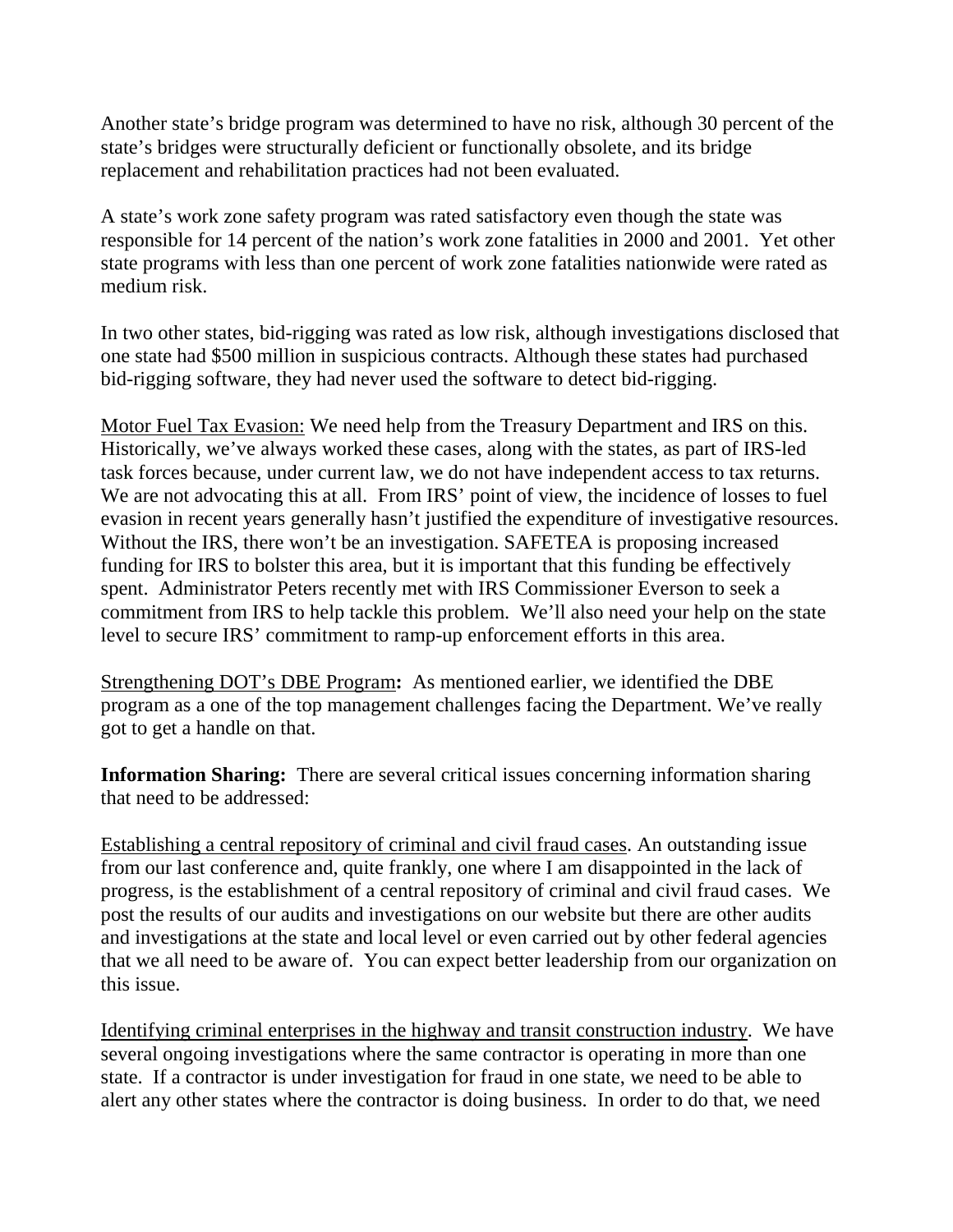Another state's bridge program was determined to have no risk, although 30 percent of the state's bridges were structurally deficient or functionally obsolete, and its bridge replacement and rehabilitation practices had not been evaluated.

A state's work zone safety program was rated satisfactory even though the state was responsible for 14 percent of the nation's work zone fatalities in 2000 and 2001. Yet other state programs with less than one percent of work zone fatalities nationwide were rated as medium risk.

In two other states, bid-rigging was rated as low risk, although investigations disclosed that one state had $500 million in suspicious contracts. Although these states had purchased bid-rigging software, they had never used the software to detect bid-rigging.

<u>Motor Fuel Tax Evasion:</u> We need help from the Treasury Department and IRS on this. Historically, we've always worked these cases, along with the states, as part of IRS-led task forces because, under current law, we do not have independent access to tax returns. We are not advocating this at all. From IRS' point of view, the incidence of losses to fuel evasion in recent years generally hasn't justified the expenditure of investigative resources. Without the IRS, there won't be an investigation. SAFETEA is proposing increased funding for IRS to bolster this area, but it is important that this funding be effectively spent. Administrator Peters recently met with IRS Commissioner Everson to seek a commitment from IRS to help tackle this problem. We'll also need your help on the state level to secure IRS' commitment to ramp-up enforcement efforts in this area.

<u>Strengthening DOT's DBE Program</u>**:** As mentioned earlier, we identified the DBE program as a one of the top management challenges facing the Department. We've really got to get a handle on that.

**Information Sharing:** There are several critical issues concerning information sharing that need to be addressed:

<u>Establishing a central repository of criminal and civil fraud cases</u>. An outstanding issue from our last conference and, quite frankly, one where I am disappointed in the lack of progress, is the establishment of a central repository of criminal and civil fraud cases. We post the results of our audits and investigations on our website but there are other audits and investigations at the state and local level or even carried out by other federal agencies that we all need to be aware of. You can expect better leadership from our organization on this issue.

<u>Identifying criminal enterprises in the highway and transit construction industry</u>. We have several ongoing investigations where the same contractor is operating in more than one state. If a contractor is under investigation for fraud in one state, we need to be able to alert any other states where the contractor is doing business. In order to do that, we need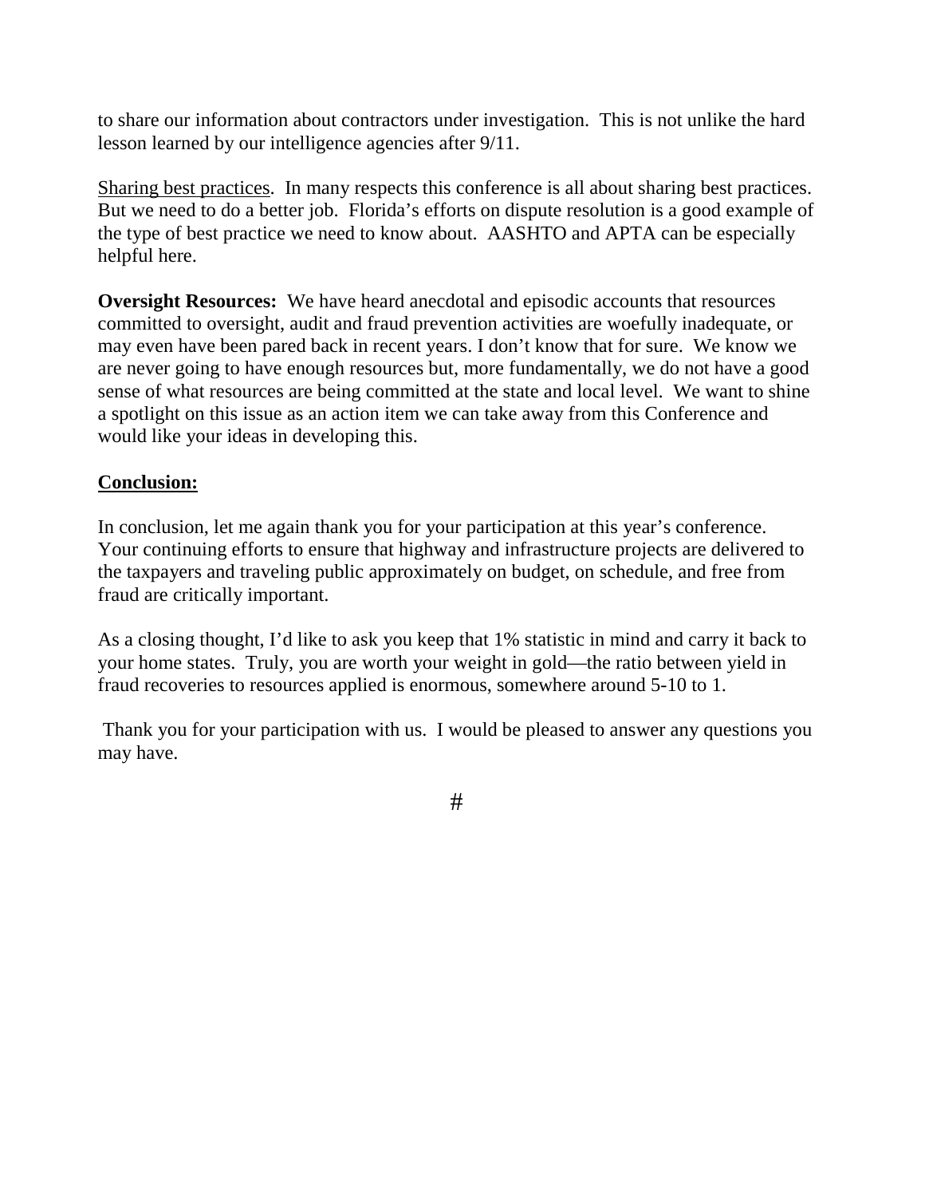to share our information about contractors under investigation. This is not unlike the hard lesson learned by our intelligence agencies after 9/11.

<u>Sharing best practices</u>. In many respects this conference is all about sharing best practices. But we need to do a better job. Florida's efforts on dispute resolution is a good example of the type of best practice we need to know about. AASHTO and APTA can be especially helpful here.

**Oversight Resources:** We have heard anecdotal and episodic accounts that resources committed to oversight, audit and fraud prevention activities are woefully inadequate, or may even have been pared back in recent years. I don't know that for sure. We know we are never going to have enough resources but, more fundamentally, we do not have a good sense of what resources are being committed at the state and local level. We want to shine a spotlight on this issue as an action item we can take away from this Conference and would like your ideas in developing this.

**<u>Conclusion:</u>**

In conclusion, let me again thank you for your participation at this year's conference. Your continuing efforts to ensure that highway and infrastructure projects are delivered to the taxpayers and traveling public approximately on budget, on schedule, and free from fraud are critically important.

As a closing thought, I'd like to ask you keep that 1% statistic in mind and carry it back to your home states. Truly, you are worth your weight in gold—the ratio between yield in fraud recoveries to resources applied is enormous, somewhere around 5-10 to 1.

Thank you for your participation with us. I would be pleased to answer any questions you may have.

#